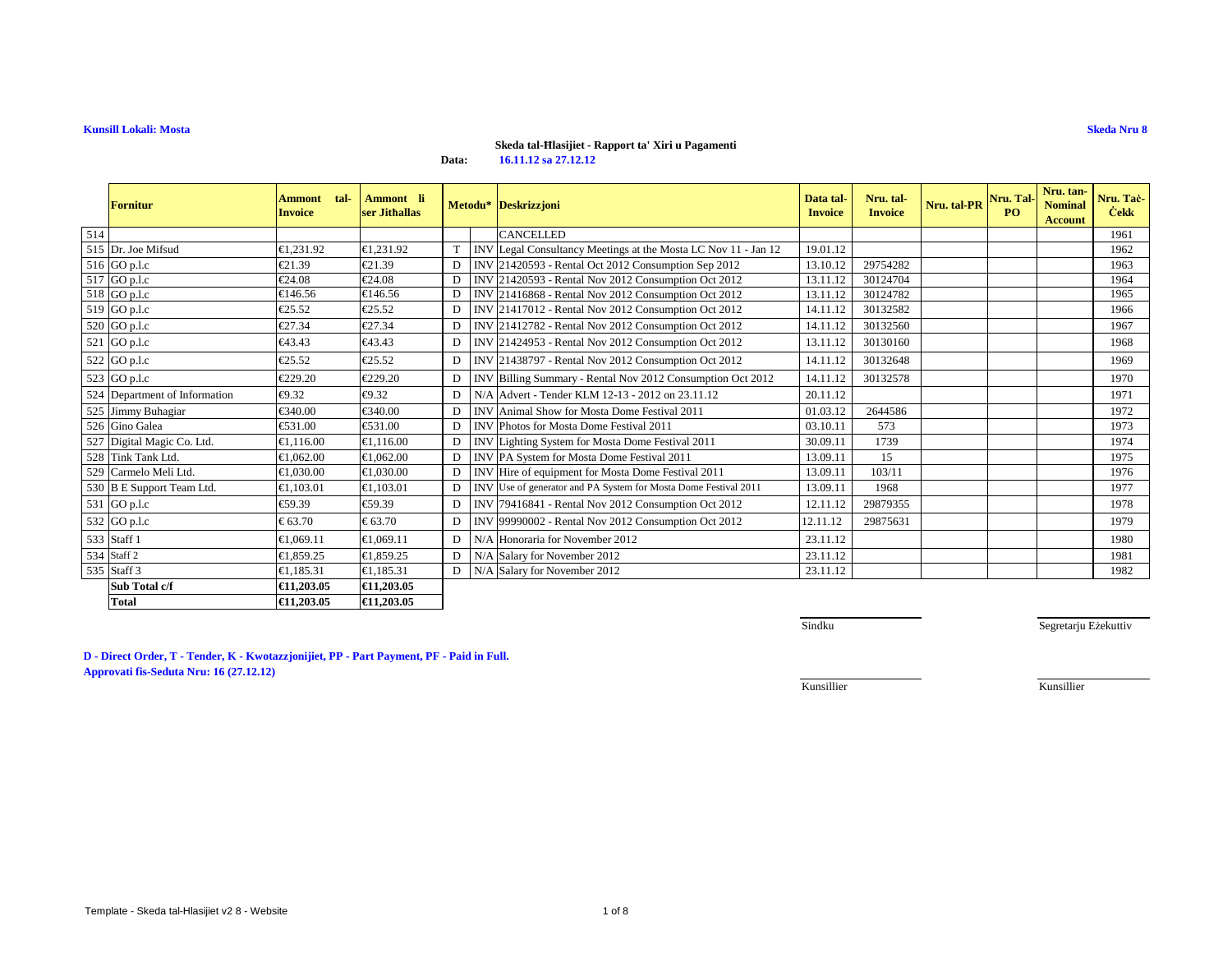**Kunsill Lokali: Mosta**

**Skeda Nru 8**

**Skeda tal-Ħlasijiet - Rapport ta' Xiri u Pagamenti**

**Data: 16.11.12 sa 27.12.12**

| | Fornitur | Ammont tal-Invoice | Ammont li ser Jithallas | Metodu* | | Deskrizzjoni | Data tal-Invoice | Nru. tal-Invoice | Nru. tal-PR | Nru. Tal-PO | Nru. tan-Nominal Account | Nru. Taċ-Ċekk |
|---|---|---|---|---|---|---|---|---|---|---|---|---|
| 514 | | | | | | CANCELLED | | | | | | 1961 |
| 515 | Dr. Joe Mifsud | €1,231.92 | €1,231.92 | T | INV | Legal Consultancy Meetings at the Mosta LC Nov 11 - Jan 12 | 19.01.12 | | | | | 1962 |
| 516 | GO p.l.c | €21.39 | €21.39 | D | INV | 21420593 - Rental Oct 2012 Consumption Sep 2012 | 13.10.12 | 29754282 | | | | 1963 |
| 517 | GO p.l.c | €24.08 | €24.08 | D | INV | 21420593 - Rental Nov 2012 Consumption Oct 2012 | 13.11.12 | 30124704 | | | | 1964 |
| 518 | GO p.l.c | €146.56 | €146.56 | D | INV | 21416868 - Rental Nov 2012 Consumption Oct 2012 | 13.11.12 | 30124782 | | | | 1965 |
| 519 | GO p.l.c | €25.52 | €25.52 | D | INV | 21417012 - Rental Nov 2012 Consumption Oct 2012 | 14.11.12 | 30132582 | | | | 1966 |
| 520 | GO p.l.c | €27.34 | €27.34 | D | INV | 21412782 - Rental Nov 2012 Consumption Oct 2012 | 14.11.12 | 30132560 | | | | 1967 |
| 521 | GO p.l.c | €43.43 | €43.43 | D | INV | 21424953 - Rental Nov 2012 Consumption Oct 2012 | 13.11.12 | 30130160 | | | | 1968 |
| 522 | GO p.l.c | €25.52 | €25.52 | D | INV | 21438797 - Rental Nov 2012 Consumption Oct 2012 | 14.11.12 | 30132648 | | | | 1969 |
| 523 | GO p.l.c | €229.20 | €229.20 | D | INV | Billing Summary - Rental Nov 2012 Consumption Oct 2012 | 14.11.12 | 30132578 | | | | 1970 |
| 524 | Department of Information | €9.32 | €9.32 | D | N/A | Advert - Tender KLM 12-13 - 2012 on 23.11.12 | 20.11.12 | | | | | 1971 |
| 525 | Jimmy Buhagiar | €340.00 | €340.00 | D | INV | Animal Show for Mosta Dome Festival 2011 | 01.03.12 | 2644586 | | | | 1972 |
| 526 | Gino Galea | €531.00 | €531.00 | D | INV | Photos for Mosta Dome Festival 2011 | 03.10.11 | 573 | | | | 1973 |
| 527 | Digital Magic Co. Ltd. | €1,116.00 | €1,116.00 | D | INV | Lighting System for Mosta Dome Festival 2011 | 30.09.11 | 1739 | | | | 1974 |
| 528 | Tink Tank Ltd. | €1,062.00 | €1,062.00 | D | INV | PA System for Mosta Dome Festival 2011 | 13.09.11 | 15 | | | | 1975 |
| 529 | Carmelo Meli Ltd. | €1,030.00 | €1,030.00 | D | INV | Hire of equipment for Mosta Dome Festival 2011 | 13.09.11 | 103/11 | | | | 1976 |
| 530 | B E Support Team Ltd. | €1,103.01 | €1,103.01 | D | INV | Use of generator and PA System for Mosta Dome Festival 2011 | 13.09.11 | 1968 | | | | 1977 |
| 531 | GO p.l.c | €59.39 | €59.39 | D | INV | 79416841 - Rental Nov 2012 Consumption Oct 2012 | 12.11.12 | 29879355 | | | | 1978 |
| 532 | GO p.l.c | € 63.70 | € 63.70 | D | INV | 99990002 - Rental Nov 2012 Consumption Oct 2012 | 12.11.12 | 29875631 | | | | 1979 |
| 533 | Staff 1 | €1,069.11 | €1,069.11 | D | N/A | Honoraria for November 2012 | 23.11.12 | | | | | 1980 |
| 534 | Staff 2 | €1,859.25 | €1,859.25 | D | N/A | Salary for November 2012 | 23.11.12 | | | | | 1981 |
| 535 | Staff 3 | €1,185.31 | €1,185.31 | D | N/A | Salary for November 2012 | 23.11.12 | | | | | 1982 |
| | **Sub Total c/f** | **€11,203.05** | **€11,203.05** | | | | | | | | | |
| | **Total** | **€11,203.05** | **€11,203.05** | | | | | | | | | |

Sindku

Segretarju Eżekuttiv

Kunsillier

Kunsillier

**D - Direct Order, T - Tender, K - Kwotazzjonijiet, PP - Part Payment, PF - Paid in Full.**

**Approvati fis-Seduta Nru: 16 (27.12.12)**

Template - Skeda tal-Hlasijiet v2 8 - Website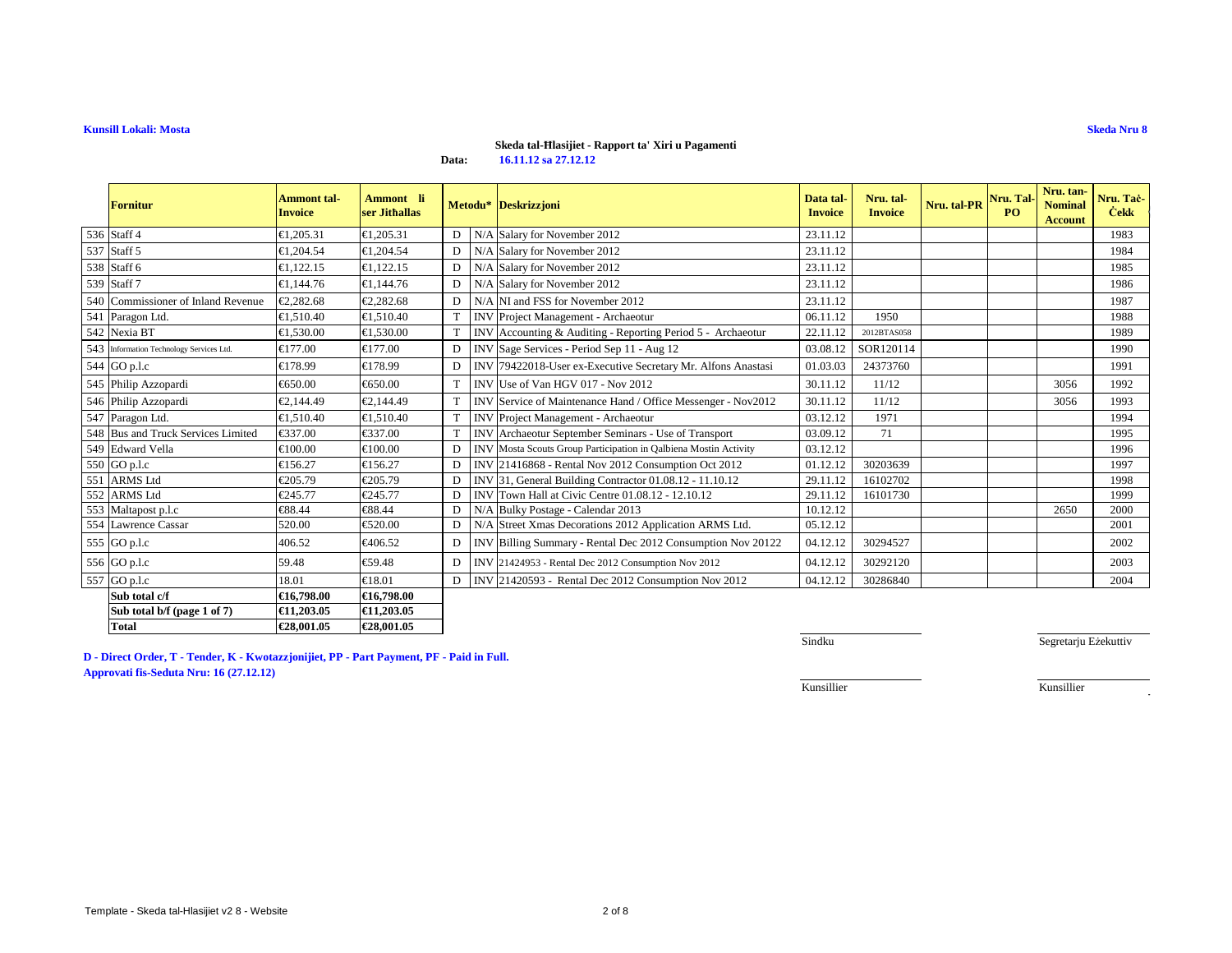**Kunsill Lokali: Mosta**

**Skeda Nru 8**

**Skeda tal-Ħlasijiet - Rapport ta' Xiri u Pagamenti**

**Data: 16.11.12 sa 27.12.12**

| | Fornitur | Ammont tal-Invoice | Ammont li ser Jithallas | Metodu* | | Deskrizzjoni | Data tal-Invoice | Nru. tal-Invoice | Nru. tal-PR | Nru. Tal-PO | Nru. tan-Nominal Account | Nru. Taċ-Ċekk |
|---|---|---|---|---|---|---|---|---|---|---|---|---|
| 536 | Staff 4 | €1,205.31 | €1,205.31 | D | N/A | Salary for November 2012 | 23.11.12 | | | | | 1983 |
| 537 | Staff 5 | €1,204.54 | €1,204.54 | D | N/A | Salary for November 2012 | 23.11.12 | | | | | 1984 |
| 538 | Staff 6 | €1,122.15 | €1,122.15 | D | N/A | Salary for November 2012 | 23.11.12 | | | | | 1985 |
| 539 | Staff 7 | €1,144.76 | €1,144.76 | D | N/A | Salary for November 2012 | 23.11.12 | | | | | 1986 |
| 540 | Commissioner of Inland Revenue | €2,282.68 | €2,282.68 | D | N/A | NI and FSS for November 2012 | 23.11.12 | | | | | 1987 |
| 541 | Paragon Ltd. | €1,510.40 | €1,510.40 | T | INV | Project Management - Archaeotur | 06.11.12 | 1950 | | | | 1988 |
| 542 | Nexia BT | €1,530.00 | €1,530.00 | T | INV | Accounting & Auditing - Reporting Period 5 - Archaeotur | 22.11.12 | 2012BTAS058 | | | | 1989 |
| 543 | Information Technology Services Ltd. | €177.00 | €177.00 | D | INV | Sage Services - Period Sep 11 - Aug 12 | 03.08.12 | SOR120114 | | | | 1990 |
| 544 | GO p.l.c | €178.99 | €178.99 | D | INV | 79422018-User ex-Executive Secretary Mr. Alfons Anastasi | 01.03.03 | 24373760 | | | | 1991 |
| 545 | Philip Azzopardi | €650.00 | €650.00 | T | INV | Use of Van HGV 017 - Nov 2012 | 30.11.12 | 11/12 | | | 3056 | 1992 |
| 546 | Philip Azzopardi | €2,144.49 | €2,144.49 | T | INV | Service of Maintenance Hand / Office Messenger - Nov2012 | 30.11.12 | 11/12 | | | 3056 | 1993 |
| 547 | Paragon Ltd. | €1,510.40 | €1,510.40 | T | INV | Project Management - Archaeotur | 03.12.12 | 1971 | | | | 1994 |
| 548 | Bus and Truck Services Limited | €337.00 | €337.00 | T | INV | Archaeotur September Seminars - Use of Transport | 03.09.12 | 71 | | | | 1995 |
| 549 | Edward Vella | €100.00 | €100.00 | D | INV | Mosta Scouts Group Participation in Qalbiena Mostin Activity | 03.12.12 | | | | | 1996 |
| 550 | GO p.l.c | €156.27 | €156.27 | D | INV | 21416868 - Rental Nov 2012 Consumption Oct 2012 | 01.12.12 | 30203639 | | | | 1997 |
| 551 | ARMS Ltd | €205.79 | €205.79 | D | INV | 31, General Building Contractor 01.08.12 - 11.10.12 | 29.11.12 | 16102702 | | | | 1998 |
| 552 | ARMS Ltd | €245.77 | €245.77 | D | INV | Town Hall at Civic Centre 01.08.12 - 12.10.12 | 29.11.12 | 16101730 | | | | 1999 |
| 553 | Maltapost p.l.c | €88.44 | €88.44 | D | N/A | Bulky Postage - Calendar 2013 | 10.12.12 | | | | 2650 | 2000 |
| 554 | Lawrence Cassar | 520.00 | €520.00 | D | N/A | Street Xmas Decorations 2012 Application ARMS Ltd. | 05.12.12 | | | | | 2001 |
| 555 | GO p.l.c | 406.52 | €406.52 | D | INV | Billing Summary - Rental Dec 2012 Consumption Nov 20122 | 04.12.12 | 30294527 | | | | 2002 |
| 556 | GO p.l.c | 59.48 | €59.48 | D | INV | 21424953 - Rental Dec 2012 Consumption Nov 2012 | 04.12.12 | 30292120 | | | | 2003 |
| 557 | GO p.l.c | 18.01 | €18.01 | D | INV | 21420593 - Rental Dec 2012 Consumption Nov 2012 | 04.12.12 | 30286840 | | | | 2004 |
| | **Sub total c/f** | **€16,798.00** | **€16,798.00** | | | | | | | | | |
| | **Sub total b/f (page 1 of 7)** | **€11,203.05** | **€11,203.05** | | | | | | | | | |
| | **Total** | **€28,001.05** | **€28,001.05** | | | | | | | | | |

**D - Direct Order, T - Tender, K - Kwotazzjonijiet, PP - Part Payment, PF - Paid in Full.**

**Approvati fis-Seduta Nru: 16 (27.12.12)**

Sindku

Segretarju Eżekuttiv

Kunsillier

Kunsillier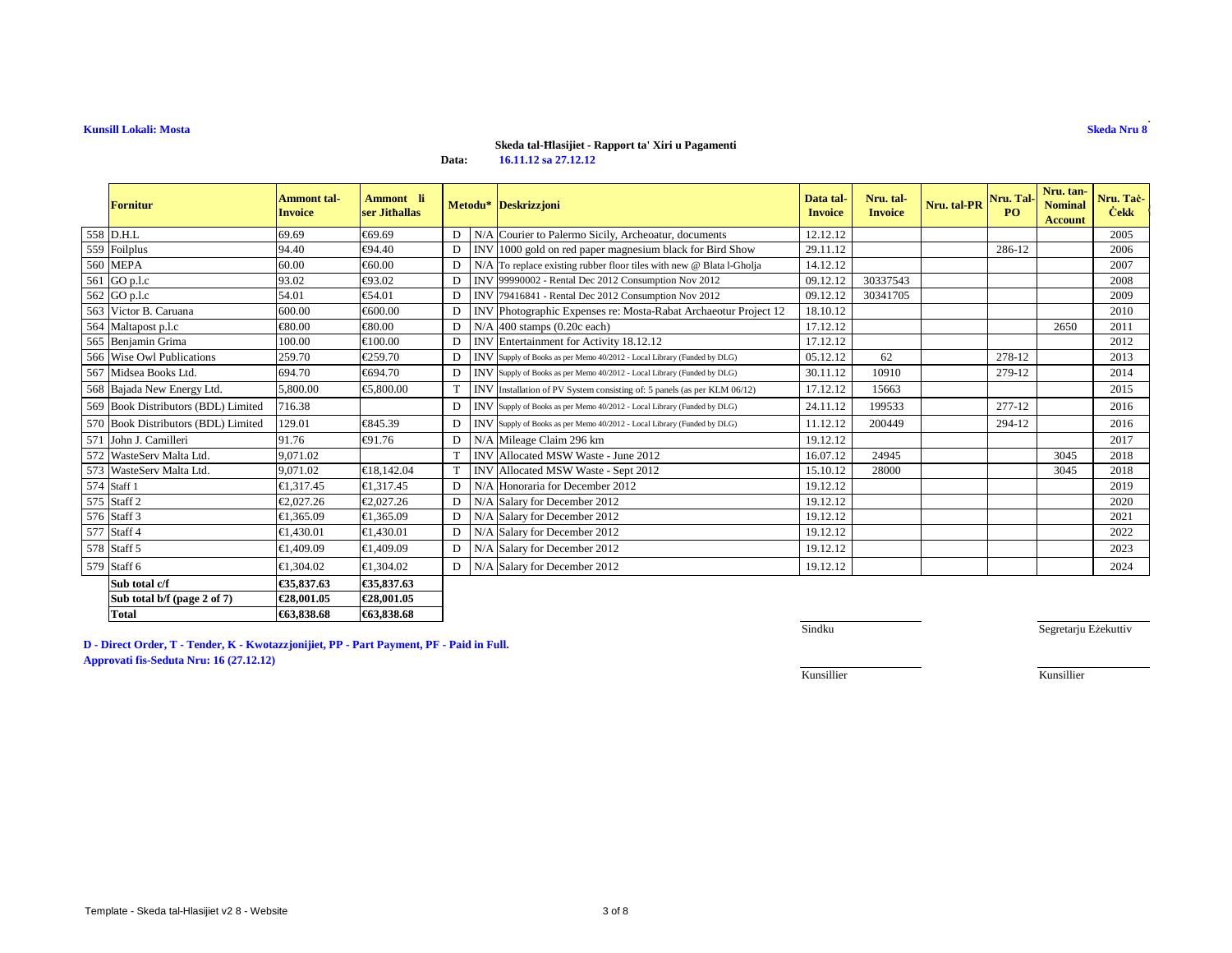**Kunsill Lokali: Mosta**

**Skeda Nru 8**

**Skeda tal-Ħlasijiet - Rapport ta' Xiri u Pagamenti**

**Data: 16.11.12 sa 27.12.12**

| | Fornitur | Ammont tal-Invoice | Ammont li ser Jithallas | Metodu* | | Deskrizzjoni | Data tal-Invoice | Nru. tal-Invoice | Nru. tal-PR | Nru. Tal-PO | Nru. tan-Nominal Account | Nru. Taċ-Ċekk |
|---|---|---|---|---|---|---|---|---|---|---|---|---|
| 558 | D.H.L | 69.69 | €69.69 | D | N/A | Courier to Palermo Sicily, Archeoatur, documents | 12.12.12 | | | | | 2005 |
| 559 | Foilplus | 94.40 | €94.40 | D | INV | 1000 gold on red paper magnesium black for Bird Show | 29.11.12 | | | 286-12 | | 2006 |
| 560 | MEPA | 60.00 | €60.00 | D | N/A | To replace existing rubber floor tiles with new @ Blata l-Gholja | 14.12.12 | | | | | 2007 |
| 561 | GO p.l.c | 93.02 | €93.02 | D | INV | 99990002 - Rental Dec 2012 Consumption Nov 2012 | 09.12.12 | 30337543 | | | | 2008 |
| 562 | GO p.l.c | 54.01 | €54.01 | D | INV | 79416841 - Rental Dec 2012 Consumption Nov 2012 | 09.12.12 | 30341705 | | | | 2009 |
| 563 | Victor B. Caruana | 600.00 | €600.00 | D | INV | Photographic Expenses re: Mosta-Rabat Archaeotur Project 12 | 18.10.12 | | | | | 2010 |
| 564 | Maltapost p.l.c | €80.00 | €80.00 | D | N/A | 400 stamps (0.20c each) | 17.12.12 | | | | 2650 | 2011 |
| 565 | Benjamin Grima | 100.00 | €100.00 | D | INV | Entertainment for Activity 18.12.12 | 17.12.12 | | | | | 2012 |
| 566 | Wise Owl Publications | 259.70 | €259.70 | D | INV | Supply of Books as per Memo 40/2012 - Local Library (Funded by DLG) | 05.12.12 | 62 | | 278-12 | | 2013 |
| 567 | Midsea Books Ltd. | 694.70 | €694.70 | D | INV | Supply of Books as per Memo 40/2012 - Local Library (Funded by DLG) | 30.11.12 | 10910 | | 279-12 | | 2014 |
| 568 | Bajada New Energy Ltd. | 5,800.00 | €5,800.00 | T | INV | Installation of PV System consisting of: 5 panels (as per KLM 06/12) | 17.12.12 | 15663 | | | | 2015 |
| 569 | Book Distributors (BDL) Limited | 716.38 | | D | INV | Supply of Books as per Memo 40/2012 - Local Library (Funded by DLG) | 24.11.12 | 199533 | | 277-12 | | 2016 |
| 570 | Book Distributors (BDL) Limited | 129.01 | €845.39 | D | INV | Supply of Books as per Memo 40/2012 - Local Library (Funded by DLG) | 11.12.12 | 200449 | | 294-12 | | 2016 |
| 571 | John J. Camilleri | 91.76 | €91.76 | D | N/A | Mileage Claim 296 km | 19.12.12 | | | | | 2017 |
| 572 | WasteServ Malta Ltd. | 9,071.02 | | T | INV | Allocated MSW Waste - June 2012 | 16.07.12 | 24945 | | | 3045 | 2018 |
| 573 | WasteServ Malta Ltd. | 9,071.02 | €18,142.04 | T | INV | Allocated MSW Waste - Sept 2012 | 15.10.12 | 28000 | | | 3045 | 2018 |
| 574 | Staff 1 | €1,317.45 | €1,317.45 | D | N/A | Honoraria for December 2012 | 19.12.12 | | | | | 2019 |
| 575 | Staff 2 | €2,027.26 | €2,027.26 | D | N/A | Salary for December 2012 | 19.12.12 | | | | | 2020 |
| 576 | Staff 3 | €1,365.09 | €1,365.09 | D | N/A | Salary for December 2012 | 19.12.12 | | | | | 2021 |
| 577 | Staff 4 | €1,430.01 | €1,430.01 | D | N/A | Salary for December 2012 | 19.12.12 | | | | | 2022 |
| 578 | Staff 5 | €1,409.09 | €1,409.09 | D | N/A | Salary for December 2012 | 19.12.12 | | | | | 2023 |
| 579 | Staff 6 | €1,304.02 | €1,304.02 | D | N/A | Salary for December 2012 | 19.12.12 | | | | | 2024 |
| | **Sub total c/f** | **€35,837.63** | **€35,837.63** | | | | | | | | | |
| | **Sub total b/f (page 2 of 7)** | **€28,001.05** | **€28,001.05** | | | | | | | | | |
| | **Total** | **€63,838.68** | **€63,838.68** | | | | | | | | | |

**D - Direct Order, T - Tender, K - Kwotazzjonijiet, PP - Part Payment, PF - Paid in Full.**

**Approvati fis-Seduta Nru: 16 (27.12.12)**

Sindku &nbsp;&nbsp;&nbsp;&nbsp;&nbsp;&nbsp;&nbsp;&nbsp; Segretarju Eżekuttiv

Kunsillier &nbsp;&nbsp;&nbsp;&nbsp;&nbsp;&nbsp;&nbsp;&nbsp; Kunsillier

Template - Skeda tal-Hlasijiet v2 8 - Website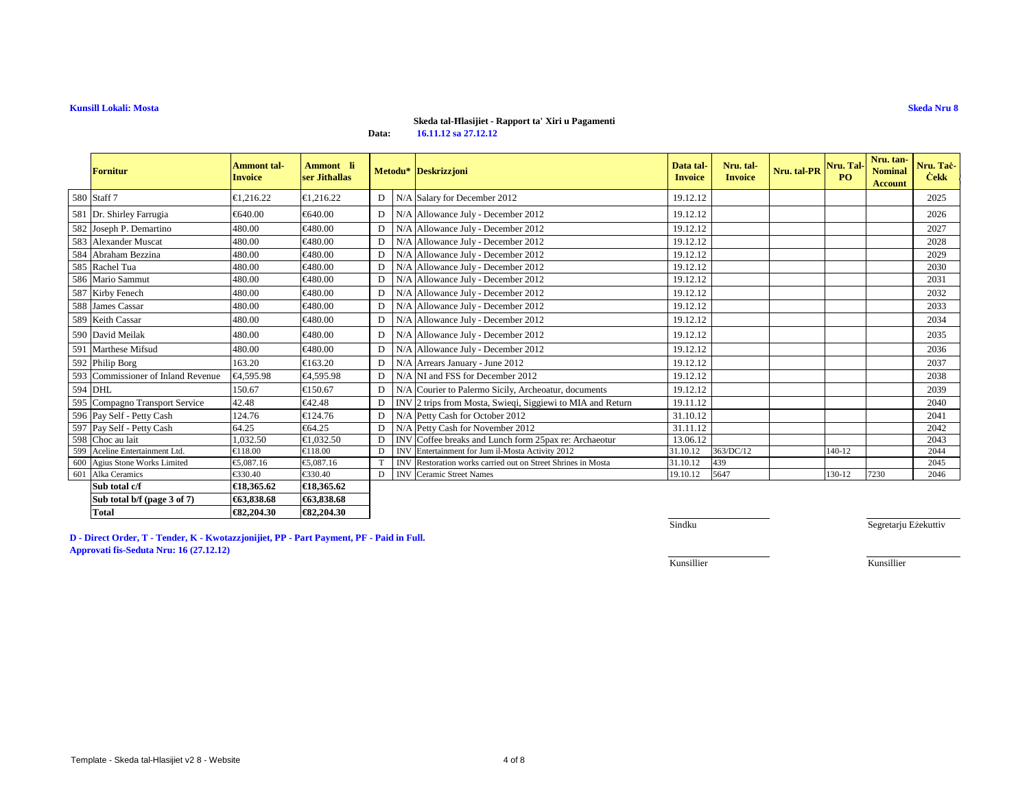**Kunsill Lokali: Mosta**

**Skeda Nru 8**

**Skeda tal-Ħlasijiet - Rapport ta' Xiri u Pagamenti**

**Data: 16.11.12 sa 27.12.12**

| | Fornitur | Ammont tal-Invoice | Ammont li ser Jithallas | Metodu* | | Deskrizzjoni | Data tal-Invoice | Nru. tal-Invoice | Nru. tal-PR | Nru. Tal-PO | Nru. tan-Nominal Account | Nru. Taċ-Ċekk |
|---|---|---|---|---|---|---|---|---|---|---|---|---|
| 580 | Staff 7 | €1,216.22 | €1,216.22 | D | N/A | Salary for December 2012 | 19.12.12 | | | | | 2025 |
| 581 | Dr. Shirley Farrugia | €640.00 | €640.00 | D | N/A | Allowance July - December 2012 | 19.12.12 | | | | | 2026 |
| 582 | Joseph P. Demartino | 480.00 | €480.00 | D | N/A | Allowance July - December 2012 | 19.12.12 | | | | | 2027 |
| 583 | Alexander Muscat | 480.00 | €480.00 | D | N/A | Allowance July - December 2012 | 19.12.12 | | | | | 2028 |
| 584 | Abraham Bezzina | 480.00 | €480.00 | D | N/A | Allowance July - December 2012 | 19.12.12 | | | | | 2029 |
| 585 | Rachel Tua | 480.00 | €480.00 | D | N/A | Allowance July - December 2012 | 19.12.12 | | | | | 2030 |
| 586 | Mario Sammut | 480.00 | €480.00 | D | N/A | Allowance July - December 2012 | 19.12.12 | | | | | 2031 |
| 587 | Kirby Fenech | 480.00 | €480.00 | D | N/A | Allowance July - December 2012 | 19.12.12 | | | | | 2032 |
| 588 | James Cassar | 480.00 | €480.00 | D | N/A | Allowance July - December 2012 | 19.12.12 | | | | | 2033 |
| 589 | Keith Cassar | 480.00 | €480.00 | D | N/A | Allowance July - December 2012 | 19.12.12 | | | | | 2034 |
| 590 | David Meilak | 480.00 | €480.00 | D | N/A | Allowance July - December 2012 | 19.12.12 | | | | | 2035 |
| 591 | Marthese Mifsud | 480.00 | €480.00 | D | N/A | Allowance July - December 2012 | 19.12.12 | | | | | 2036 |
| 592 | Philip Borg | 163.20 | €163.20 | D | N/A | Arrears January - June 2012 | 19.12.12 | | | | | 2037 |
| 593 | Commissioner of Inland Revenue | €4,595.98 | €4,595.98 | D | N/A | NI and FSS for December 2012 | 19.12.12 | | | | | 2038 |
| 594 | DHL | 150.67 | €150.67 | D | N/A | Courier to Palermo Sicily, Archeoatur, documents | 19.12.12 | | | | | 2039 |
| 595 | Compagno Transport Service | 42.48 | €42.48 | D | INV | 2 trips from Mosta, Swieqi, Siggiewi to MIA and Return | 19.11.12 | | | | | 2040 |
| 596 | Pay Self - Petty Cash | 124.76 | €124.76 | D | N/A | Petty Cash for October 2012 | 31.10.12 | | | | | 2041 |
| 597 | Pay Self - Petty Cash | 64.25 | €64.25 | D | N/A | Petty Cash for November 2012 | 31.11.12 | | | | | 2042 |
| 598 | Choc au lait | 1,032.50 | €1,032.50 | D | INV | Coffee breaks and Lunch form 25pax re: Archaeotur | 13.06.12 | | | | | 2043 |
| 599 | Aceline Entertainment Ltd. | €118.00 | €118.00 | D | INV | Entertainment for Jum il-Mosta Activity 2012 | 31.10.12 | 363/DC/12 | | 140-12 | | 2044 |
| 600 | Agius Stone Works Limited | €5,087.16 | €5,087.16 | T | INV | Restoration works carried out on Street Shrines in Mosta | 31.10.12 | 439 | | | | 2045 |
| 601 | Alka Ceramics | €330.40 | €330.40 | D | INV | Ceramic Street Names | 19.10.12 | 5647 | | 130-12 | 7230 | 2046 |
| | **Sub total c/f** | **€18,365.62** | **€18,365.62** | | | | | | | | | |
| | **Sub total b/f (page 3 of 7)** | **€63,838.68** | **€63,838.68** | | | | | | | | | |
| | **Total** | **€82,204.30** | **€82,204.30** | | | | | | | | | |

**D - Direct Order, T - Tender, K - Kwotazzjonijiet, PP - Part Payment, PF - Paid in Full.**
**Approvati fis-Seduta Nru: 16 (27.12.12)**

Sindku

Segretarju Eżekuttiv

Kunsillier

Kunsillier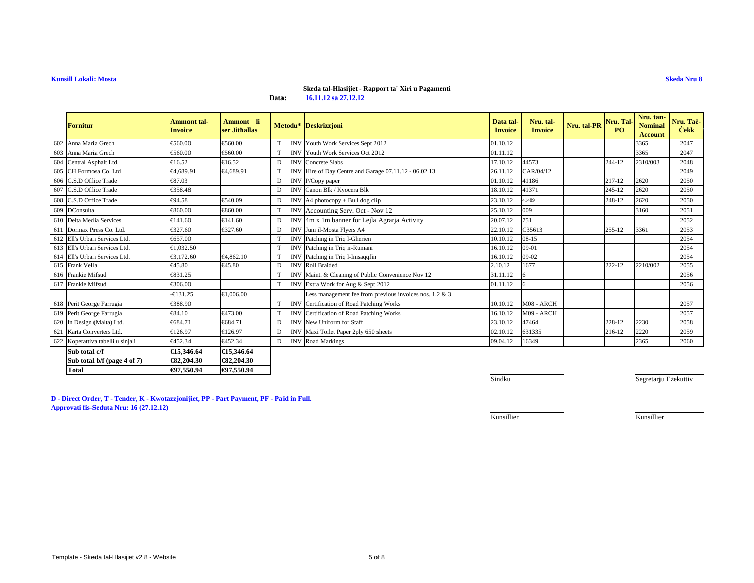**Kunsill Lokali: Mosta**

**Skeda Nru 8**

**Skeda tal-Ħlasijiet - Rapport ta' Xiri u Pagamenti**

**Data: 16.11.12 sa 27.12.12**

| | Fornitur | Ammont tal-Invoice | Ammont li ser Jithallas | Metodu* | | Deskrizzjoni | Data tal-Invoice | Nru. tal-Invoice | Nru. tal-PR | Nru. Tal-PO | Nru. tan-Nominal Account | Nru. Taċ-Ċekk |
|---|---|---|---|---|---|---|---|---|---|---|---|---|
| 602 | Anna Maria Grech | €560.00 | €560.00 | T | INV | Youth Work Services Sept 2012 | 01.10.12 | | | | 3365 | 2047 |
| 603 | Anna Maria Grech | €560.00 | €560.00 | T | INV | Youth Work Services Oct 2012 | 01.11.12 | | | | 3365 | 2047 |
| 604 | Central Asphalt Ltd. | €16.52 | €16.52 | D | INV | Concrete Slabs | 17.10.12 | 44573 | | 244-12 | 2310/003 | 2048 |
| 605 | CH Formosa Co. Ltd | €4,689.91 | €4,689.91 | T | INV | Hire of Day Centre and Garage 07.11.12 - 06.02.13 | 26.11.12 | CAR/04/12 | | | | 2049 |
| 606 | C.S.D Office Trade | €87.03 | | D | INV | P/Copy paper | 01.10.12 | 41186 | | 217-12 | 2620 | 2050 |
| 607 | C.S.D Office Trade | €358.48 | | D | INV | Canon Blk / Kyocera Blk | 18.10.12 | 41371 | | 245-12 | 2620 | 2050 |
| 608 | C.S.D Office Trade | €94.58 | €540.09 | D | INV | A4 photocopy + Bull dog clip | 23.10.12 | 41489 | | 248-12 | 2620 | 2050 |
| 609 | DConsulta | €860.00 | €860.00 | T | INV | Accounting Serv. Oct - Nov 12 | 25.10.12 | 009 | | | 3160 | 2051 |
| 610 | Delta Media Services | €141.60 | €141.60 | D | INV | 4m x 1m banner for Lejla Agrarja Activity | 20.07.12 | 751 | | | | 2052 |
| 611 | Dormax Press Co. Ltd. | €327.60 | €327.60 | D | INV | Jum il-Mosta Flyers A4 | 22.10.12 | C35613 | | 255-12 | 3361 | 2053 |
| 612 | Ell's Urban Services Ltd. | €657.00 | | T | INV | Patching in Triq l-Gherien | 10.10.12 | 08-15 | | | | 2054 |
| 613 | Ell's Urban Services Ltd. | €1,032.50 | | T | INV | Patching in Triq ir-Rumani | 16.10.12 | 09-01 | | | | 2054 |
| 614 | Ell's Urban Services Ltd. | €3,172.60 | €4,862.10 | T | INV | Patching in Triq l-Imsaqqfin | 16.10.12 | 09-02 | | | | 2054 |
| 615 | Frank Vella | €45.80 | €45.80 | D | INV | Roll Braided | 2.10.12 | 1677 | | 222-12 | 2210/002 | 2055 |
| 616 | Frankie Mifsud | €831.25 | | T | INV | Maint. & Cleaning of Public Convenience Nov 12 | 31.11.12 | 6 | | | | 2056 |
| 617 | Frankie Mifsud | €306.00 | | T | INV | Extra Work for Aug & Sept 2012 | 01.11.12 | 6 | | | | 2056 |
| | | -€131.25 | €1,006.00 | | | Less management fee from previous invoices nos. 1,2 & 3 | | | | | | |
| 618 | Perit George Farrugia | €388.90 | | T | INV | Certification of Road Patching Works | 10.10.12 | M08 - ARCH | | | | 2057 |
| 619 | Perit George Farrugia | €84.10 | €473.00 | T | INV | Certification of Road Patching Works | 16.10.12 | M09 - ARCH | | | | 2057 |
| 620 | In Design (Malta) Ltd. | €684.71 | €684.71 | D | INV | New Uniform for Staff | 23.10.12 | 47464 | | 228-12 | 2230 | 2058 |
| 621 | Karta Converters Ltd. | €126.97 | €126.97 | D | INV | Maxi Toilet Paper 2ply 650 sheets | 02.10.12 | 631335 | | 216-12 | 2220 | 2059 |
| 622 | Koperattiva tabelli u sinjali | €452.34 | €452.34 | D | INV | Road Markings | 09.04.12 | 16349 | | | 2365 | 2060 |
| | **Sub total c/f** | **€15,346.64** | **€15,346.64** | | | | | | | | | |
| | **Sub total b/f (page 4 of 7)** | **€82,204.30** | **€82,204.30** | | | | | | | | | |
| | **Total** | **€97,550.94** | **€97,550.94** | | | | | | | | | |

Sindku — Segretarju Eżekuttiv

**D - Direct Order, T - Tender, K - Kwotazzjonijiet, PP - Part Payment, PF - Paid in Full.**
**Approvati fis-Seduta Nru: 16 (27.12.12)**

Kunsillier — Kunsillier

Template - Skeda tal-Hlasijiet v2 8 - Website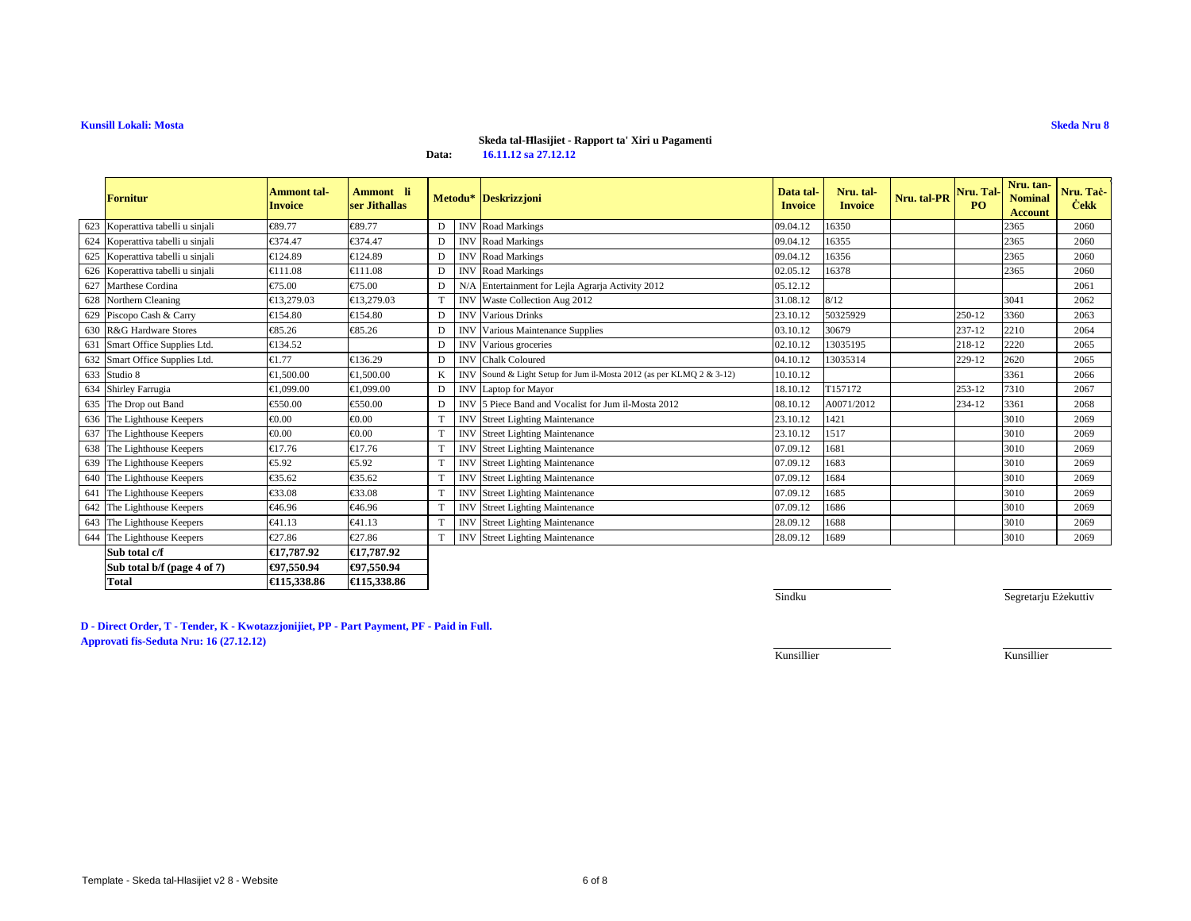**Kunsill Lokali: Mosta**

**Skeda Nru 8**

**Skeda tal-Ħlasijiet - Rapport ta' Xiri u Pagamenti**

**Data: 16.11.12 sa 27.12.12**

| | Fornitur | Ammont tal-Invoice | Ammont li ser Jithallas | Metodu* | | Deskrizzjoni | Data tal-Invoice | Nru. tal-Invoice | Nru. tal-PR | Nru. Tal-PO | Nru. tan-Nominal Account | Nru. Taċ-Ċekk |
|---|---|---|---|---|---|---|---|---|---|---|---|---|
| 623 | Koperattiva tabelli u sinjali | €89.77 | €89.77 | D | INV | Road Markings | 09.04.12 | 16350 | | | 2365 | 2060 |
| 624 | Koperattiva tabelli u sinjali | €374.47 | €374.47 | D | INV | Road Markings | 09.04.12 | 16355 | | | 2365 | 2060 |
| 625 | Koperattiva tabelli u sinjali | €124.89 | €124.89 | D | INV | Road Markings | 09.04.12 | 16356 | | | 2365 | 2060 |
| 626 | Koperattiva tabelli u sinjali | €111.08 | €111.08 | D | INV | Road Markings | 02.05.12 | 16378 | | | 2365 | 2060 |
| 627 | Marthese Cordina | €75.00 | €75.00 | D | N/A | Entertainment for Lejla Agrarja Activity 2012 | 05.12.12 | | | | | 2061 |
| 628 | Northern Cleaning | €13,279.03 | €13,279.03 | T | INV | Waste Collection Aug 2012 | 31.08.12 | 8/12 | | | 3041 | 2062 |
| 629 | Piscopo Cash & Carry | €154.80 | €154.80 | D | INV | Various Drinks | 23.10.12 | 50325929 | | 250-12 | 3360 | 2063 |
| 630 | R&G Hardware Stores | €85.26 | €85.26 | D | INV | Various Maintenance Supplies | 03.10.12 | 30679 | | 237-12 | 2210 | 2064 |
| 631 | Smart Office Supplies Ltd. | €134.52 | | D | INV | Various groceries | 02.10.12 | 13035195 | | 218-12 | 2220 | 2065 |
| 632 | Smart Office Supplies Ltd. | €1.77 | €136.29 | D | INV | Chalk Coloured | 04.10.12 | 13035314 | | 229-12 | 2620 | 2065 |
| 633 | Studio 8 | €1,500.00 | €1,500.00 | K | INV | Sound & Light Setup for Jum il-Mosta 2012 (as per KLMQ 2 & 3-12) | 10.10.12 | | | | 3361 | 2066 |
| 634 | Shirley Farrugia | €1,099.00 | €1,099.00 | D | INV | Laptop for Mayor | 18.10.12 | T157172 | | 253-12 | 7310 | 2067 |
| 635 | The Drop out Band | €550.00 | €550.00 | D | INV | 5 Piece Band and Vocalist for Jum il-Mosta 2012 | 08.10.12 | A0071/2012 | | 234-12 | 3361 | 2068 |
| 636 | The Lighthouse Keepers | €0.00 | €0.00 | T | INV | Street Lighting Maintenance | 23.10.12 | 1421 | | | 3010 | 2069 |
| 637 | The Lighthouse Keepers | €0.00 | €0.00 | T | INV | Street Lighting Maintenance | 23.10.12 | 1517 | | | 3010 | 2069 |
| 638 | The Lighthouse Keepers | €17.76 | €17.76 | T | INV | Street Lighting Maintenance | 07.09.12 | 1681 | | | 3010 | 2069 |
| 639 | The Lighthouse Keepers | €5.92 | €5.92 | T | INV | Street Lighting Maintenance | 07.09.12 | 1683 | | | 3010 | 2069 |
| 640 | The Lighthouse Keepers | €35.62 | €35.62 | T | INV | Street Lighting Maintenance | 07.09.12 | 1684 | | | 3010 | 2069 |
| 641 | The Lighthouse Keepers | €33.08 | €33.08 | T | INV | Street Lighting Maintenance | 07.09.12 | 1685 | | | 3010 | 2069 |
| 642 | The Lighthouse Keepers | €46.96 | €46.96 | T | INV | Street Lighting Maintenance | 07.09.12 | 1686 | | | 3010 | 2069 |
| 643 | The Lighthouse Keepers | €41.13 | €41.13 | T | INV | Street Lighting Maintenance | 28.09.12 | 1688 | | | 3010 | 2069 |
| 644 | The Lighthouse Keepers | €27.86 | €27.86 | T | INV | Street Lighting Maintenance | 28.09.12 | 1689 | | | 3010 | 2069 |
| | **Sub total c/f** | **€17,787.92** | **€17,787.92** | | | | | | | | | |
| | **Sub total b/f (page 4 of 7)** | **€97,550.94** | **€97,550.94** | | | | | | | | | |
| | **Total** | **€115,338.86** | **€115,338.86** | | | | | | | | | |

Sindku ____________________ Segretarju Eżekuttiv ____________________

**D - Direct Order, T - Tender, K - Kwotazzjonijiet, PP - Part Payment, PF - Paid in Full.**
**Approvati fis-Seduta Nru: 16 (27.12.12)**

Kunsillier ____________________ Kunsillier ____________________

Template - Skeda tal-Hlasijiet v2 8 - Website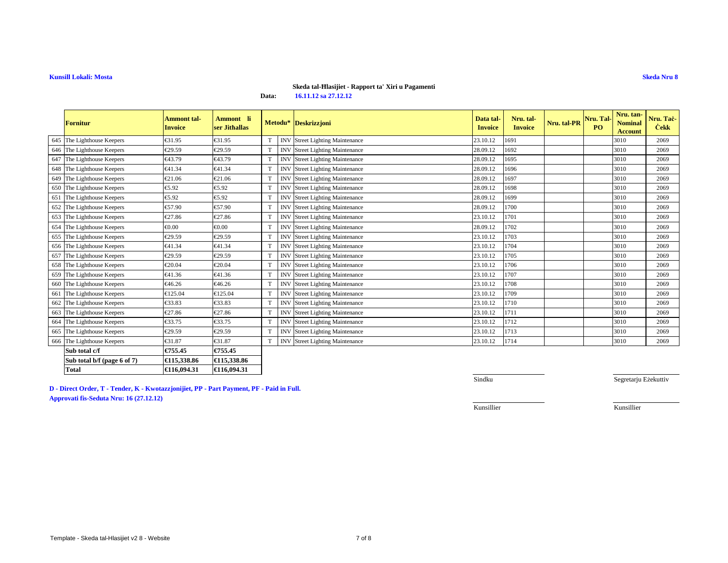**Kunsill Lokali: Mosta**

**Skeda Nru 8**

**Skeda tal-Ħlasijiet - Rapport ta' Xiri u Pagamenti**

**Data:** 16.11.12 sa 27.12.12

| | Fornitur | Ammont tal-Invoice | Ammont li ser Jitħallas | Metodu* | | Deskrizzjoni | Data tal-Invoice | Nru. tal-Invoice | Nru. tal-PR | Nru. Tal-PO | Nru. tan-Nominal Account | Nru. Taċ-Ċekk |
|---|---|---|---|---|---|---|---|---|---|---|---|---|
| 645 | The Lighthouse Keepers | €31.95 | €31.95 | T | INV | Street Lighting Maintenance | 23.10.12 | 1691 | | | 3010 | 2069 |
| 646 | The Lighthouse Keepers | €29.59 | €29.59 | T | INV | Street Lighting Maintenance | 28.09.12 | 1692 | | | 3010 | 2069 |
| 647 | The Lighthouse Keepers | €43.79 | €43.79 | T | INV | Street Lighting Maintenance | 28.09.12 | 1695 | | | 3010 | 2069 |
| 648 | The Lighthouse Keepers | €41.34 | €41.34 | T | INV | Street Lighting Maintenance | 28.09.12 | 1696 | | | 3010 | 2069 |
| 649 | The Lighthouse Keepers | €21.06 | €21.06 | T | INV | Street Lighting Maintenance | 28.09.12 | 1697 | | | 3010 | 2069 |
| 650 | The Lighthouse Keepers | €5.92 | €5.92 | T | INV | Street Lighting Maintenance | 28.09.12 | 1698 | | | 3010 | 2069 |
| 651 | The Lighthouse Keepers | €5.92 | €5.92 | T | INV | Street Lighting Maintenance | 28.09.12 | 1699 | | | 3010 | 2069 |
| 652 | The Lighthouse Keepers | €57.90 | €57.90 | T | INV | Street Lighting Maintenance | 28.09.12 | 1700 | | | 3010 | 2069 |
| 653 | The Lighthouse Keepers | €27.86 | €27.86 | T | INV | Street Lighting Maintenance | 23.10.12 | 1701 | | | 3010 | 2069 |
| 654 | The Lighthouse Keepers | €0.00 | €0.00 | T | INV | Street Lighting Maintenance | 28.09.12 | 1702 | | | 3010 | 2069 |
| 655 | The Lighthouse Keepers | €29.59 | €29.59 | T | INV | Street Lighting Maintenance | 23.10.12 | 1703 | | | 3010 | 2069 |
| 656 | The Lighthouse Keepers | €41.34 | €41.34 | T | INV | Street Lighting Maintenance | 23.10.12 | 1704 | | | 3010 | 2069 |
| 657 | The Lighthouse Keepers | €29.59 | €29.59 | T | INV | Street Lighting Maintenance | 23.10.12 | 1705 | | | 3010 | 2069 |
| 658 | The Lighthouse Keepers | €20.04 | €20.04 | T | INV | Street Lighting Maintenance | 23.10.12 | 1706 | | | 3010 | 2069 |
| 659 | The Lighthouse Keepers | €41.36 | €41.36 | T | INV | Street Lighting Maintenance | 23.10.12 | 1707 | | | 3010 | 2069 |
| 660 | The Lighthouse Keepers | €46.26 | €46.26 | T | INV | Street Lighting Maintenance | 23.10.12 | 1708 | | | 3010 | 2069 |
| 661 | The Lighthouse Keepers | €125.04 | €125.04 | T | INV | Street Lighting Maintenance | 23.10.12 | 1709 | | | 3010 | 2069 |
| 662 | The Lighthouse Keepers | €33.83 | €33.83 | T | INV | Street Lighting Maintenance | 23.10.12 | 1710 | | | 3010 | 2069 |
| 663 | The Lighthouse Keepers | €27.86 | €27.86 | T | INV | Street Lighting Maintenance | 23.10.12 | 1711 | | | 3010 | 2069 |
| 664 | The Lighthouse Keepers | €33.75 | €33.75 | T | INV | Street Lighting Maintenance | 23.10.12 | 1712 | | | 3010 | 2069 |
| 665 | The Lighthouse Keepers | €29.59 | €29.59 | T | INV | Street Lighting Maintenance | 23.10.12 | 1713 | | | 3010 | 2069 |
| 666 | The Lighthouse Keepers | €31.87 | €31.87 | T | INV | Street Lighting Maintenance | 23.10.12 | 1714 | | | 3010 | 2069 |
| | **Sub total c/f** | **€755.45** | **€755.45** | | | | | | | | | |
| | **Sub total b/f (page 6 of 7)** | **€115,338.86** | **€115,338.86** | | | | | | | | | |
| | **Total** | **€116,094.31** | **€116,094.31** | | | | | | | | | |

Sindku                Segretarju Eżekuttiv

Kunsillier                Kunsillier

**D - Direct Order, T - Tender, K - Kwotazzjonijiet, PP - Part Payment, PF - Paid in Full.**

**Approvati fis-Seduta Nru: 16 (27.12.12)**

Template - Skeda tal-Hlasijiet v2 8 - Website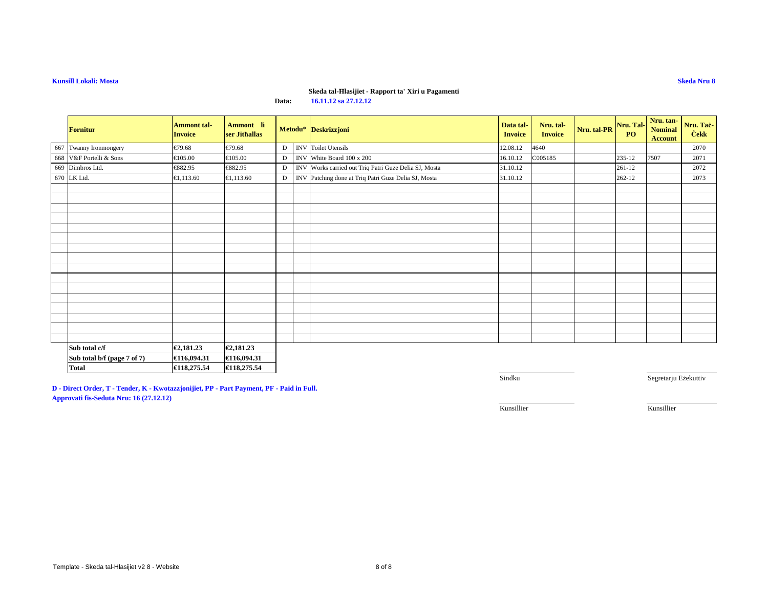**Kunsill Lokali: Mosta**

**Skeda Nru 8**

**Skeda tal-Ħlasijiet - Rapport ta' Xiri u Pagamenti**

**Data: 16.11.12 sa 27.12.12**

| | Fornitur | Ammont tal-Invoice | Ammont li ser Jitħallas | Metodu* | | Deskrizzjoni | Data tal-Invoice | Nru. tal-Invoice | Nru. tal-PR | Nru. Tal-PO | Nru. tan-Nominal Account | Nru. Taċ-Ċekk |
|---|---|---|---|---|---|---|---|---|---|---|---|---|
| 667 | Twanny Ironmongery | €79.68 | €79.68 | D | INV | Toilet Utensils | 12.08.12 | 4640 | | | | 2070 |
| 668 | V&F Portelli & Sons | €105.00 | €105.00 | D | INV | White Board 100 x 200 | 16.10.12 | C005185 | | 235-12 | 7507 | 2071 |
| 669 | Dimbros Ltd. | €882.95 | €882.95 | D | INV | Works carried out Triq Patri Guze Delia SJ, Mosta | 31.10.12 | | | 261-12 | | 2072 |
| 670 | LK Ltd. | €1,113.60 | €1,113.60 | D | INV | Patching done at Triq Patri Guze Delia SJ, Mosta | 31.10.12 | | | 262-12 | | 2073 |
| | **Sub total c/f** | **€2,181.23** | **€2,181.23** | | | | | | | | | |
| | **Sub total b/f (page 7 of 7)** | **€116,094.31** | **€116,094.31** | | | | | | | | | |
| | **Total** | **€118,275.54** | **€118,275.54** | | | | | | | | | |

Sindku

Segretarju Eżekuttiv

Kunsillier

Kunsillier

**D - Direct Order, T - Tender, K - Kwotazzjonijiet, PP - Part Payment, PF - Paid in Full.**

**Approvati fis-Seduta Nru: 16 (27.12.12)**